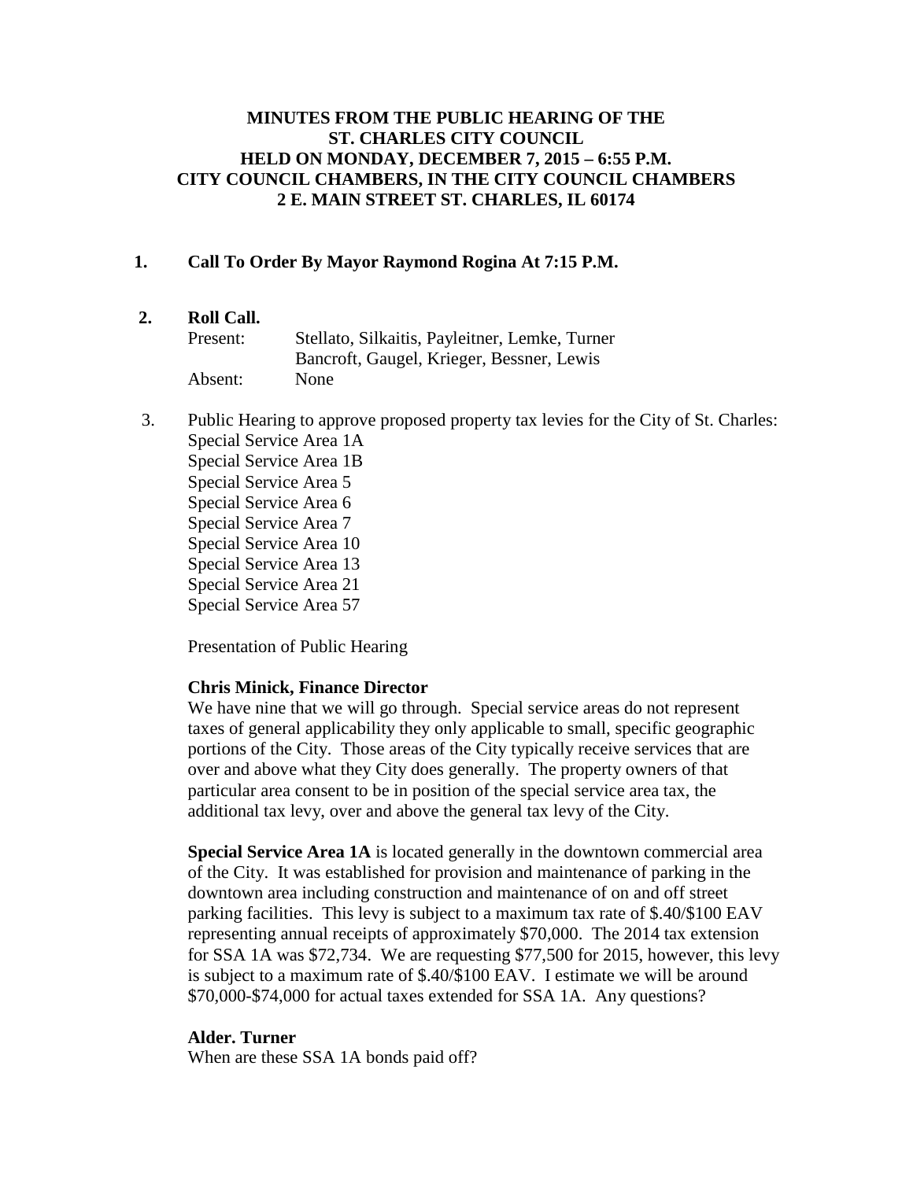**MINUTES FROM THE PUBLIC HEARING OF THE ST. CHARLES CITY COUNCIL HELD ON MONDAY, DECEMBER 7, 2015 – 6:55 P.M. CITY COUNCIL CHAMBERS, IN THE CITY COUNCIL CHAMBERS 2 E. MAIN STREET ST. CHARLES, IL 60174**

**1. Call To Order By Mayor Raymond Rogina At 7:15 P.M.**

**2. Roll Call.**

Present: Stellato, Silkaitis, Payleitner, Lemke, Turner Bancroft, Gaugel, Krieger, Bessner, Lewis

Absent: None

3. Public Hearing to approve proposed property tax levies for the City of St. Charles:
Special Service Area 1A
Special Service Area 1B
Special Service Area 5
Special Service Area 6
Special Service Area 7
Special Service Area 10
Special Service Area 13
Special Service Area 21
Special Service Area 57

Presentation of Public Hearing

**Chris Minick, Finance Director**
We have nine that we will go through. Special service areas do not represent taxes of general applicability they only applicable to small, specific geographic portions of the City. Those areas of the City typically receive services that are over and above what they City does generally. The property owners of that particular area consent to be in position of the special service area tax, the additional tax levy, over and above the general tax levy of the City.

**Special Service Area 1A** is located generally in the downtown commercial area of the City. It was established for provision and maintenance of parking in the downtown area including construction and maintenance of on and off street parking facilities. This levy is subject to a maximum tax rate of $.40/$100 EAV representing annual receipts of approximately $70,000. The 2014 tax extension for SSA 1A was $72,734. We are requesting $77,500 for 2015, however, this levy is subject to a maximum rate of $.40/$100 EAV. I estimate we will be around $70,000-$74,000 for actual taxes extended for SSA 1A. Any questions?

**Alder. Turner**
When are these SSA 1A bonds paid off?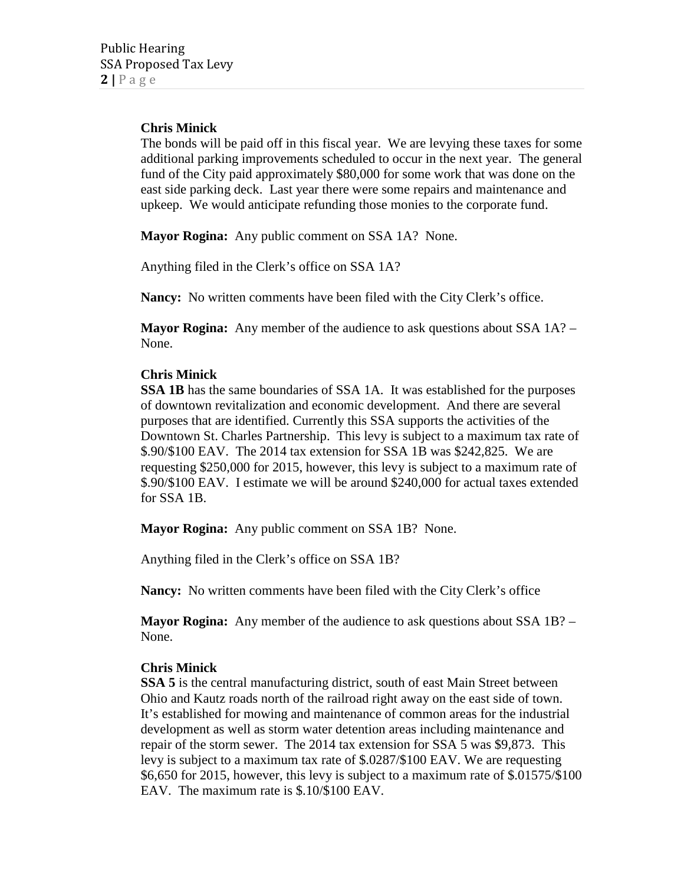**Chris Minick**
The bonds will be paid off in this fiscal year. We are levying these taxes for some additional parking improvements scheduled to occur in the next year. The general fund of the City paid approximately $80,000 for some work that was done on the east side parking deck. Last year there were some repairs and maintenance and upkeep. We would anticipate refunding those monies to the corporate fund.

**Mayor Rogina:** Any public comment on SSA 1A? None.

Anything filed in the Clerk's office on SSA 1A?

**Nancy:** No written comments have been filed with the City Clerk's office.

**Mayor Rogina:** Any member of the audience to ask questions about SSA 1A? – None.

**Chris Minick**
**SSA 1B** has the same boundaries of SSA 1A. It was established for the purposes of downtown revitalization and economic development. And there are several purposes that are identified. Currently this SSA supports the activities of the Downtown St. Charles Partnership. This levy is subject to a maximum tax rate of $.90/$100 EAV. The 2014 tax extension for SSA 1B was $242,825. We are requesting $250,000 for 2015, however, this levy is subject to a maximum rate of $.90/$100 EAV. I estimate we will be around $240,000 for actual taxes extended for SSA 1B.

**Mayor Rogina:** Any public comment on SSA 1B? None.

Anything filed in the Clerk's office on SSA 1B?

**Nancy:** No written comments have been filed with the City Clerk's office

**Mayor Rogina:** Any member of the audience to ask questions about SSA 1B? – None.

**Chris Minick**
**SSA 5** is the central manufacturing district, south of east Main Street between Ohio and Kautz roads north of the railroad right away on the east side of town. It's established for mowing and maintenance of common areas for the industrial development as well as storm water detention areas including maintenance and repair of the storm sewer. The 2014 tax extension for SSA 5 was $9,873. This levy is subject to a maximum tax rate of $.0287/$100 EAV. We are requesting $6,650 for 2015, however, this levy is subject to a maximum rate of $.01575/$100 EAV. The maximum rate is $.10/$100 EAV.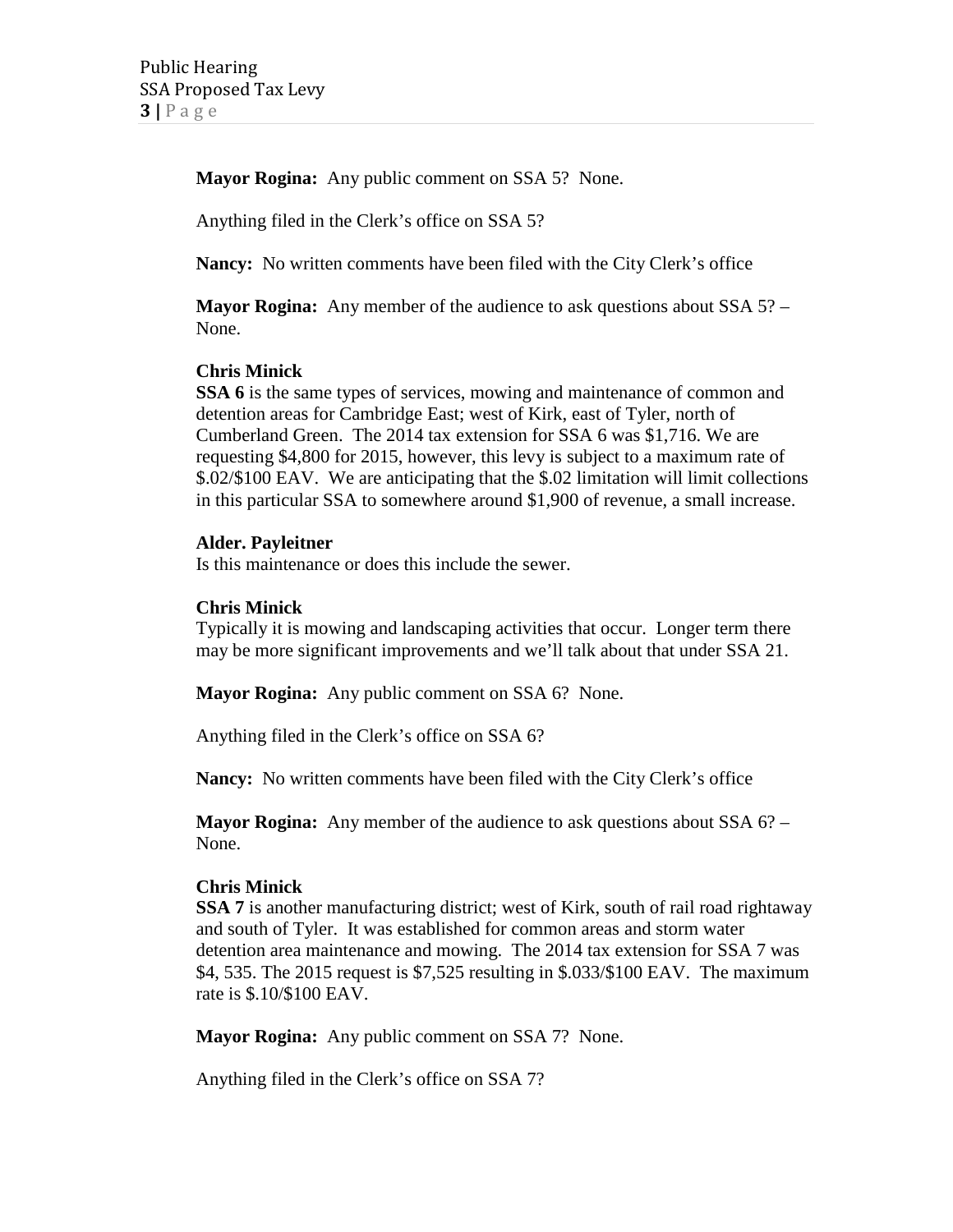**Mayor Rogina:** Any public comment on SSA 5? None.

Anything filed in the Clerk's office on SSA 5?

**Nancy:** No written comments have been filed with the City Clerk's office

**Mayor Rogina:** Any member of the audience to ask questions about SSA 5? – None.

**Chris Minick**
**SSA 6** is the same types of services, mowing and maintenance of common and detention areas for Cambridge East; west of Kirk, east of Tyler, north of Cumberland Green. The 2014 tax extension for SSA 6 was $1,716. We are requesting $4,800 for 2015, however, this levy is subject to a maximum rate of $.02/$100 EAV. We are anticipating that the $.02 limitation will limit collections in this particular SSA to somewhere around $1,900 of revenue, a small increase.

**Alder. Payleitner**
Is this maintenance or does this include the sewer.

**Chris Minick**
Typically it is mowing and landscaping activities that occur. Longer term there may be more significant improvements and we'll talk about that under SSA 21.

**Mayor Rogina:** Any public comment on SSA 6? None.

Anything filed in the Clerk's office on SSA 6?

**Nancy:** No written comments have been filed with the City Clerk's office

**Mayor Rogina:** Any member of the audience to ask questions about SSA 6? – None.

**Chris Minick**
**SSA 7** is another manufacturing district; west of Kirk, south of rail road rightaway and south of Tyler. It was established for common areas and storm water detention area maintenance and mowing. The 2014 tax extension for SSA 7 was $4, 535. The 2015 request is $7,525 resulting in $.033/$100 EAV. The maximum rate is $.10/$100 EAV.

**Mayor Rogina:** Any public comment on SSA 7? None.

Anything filed in the Clerk's office on SSA 7?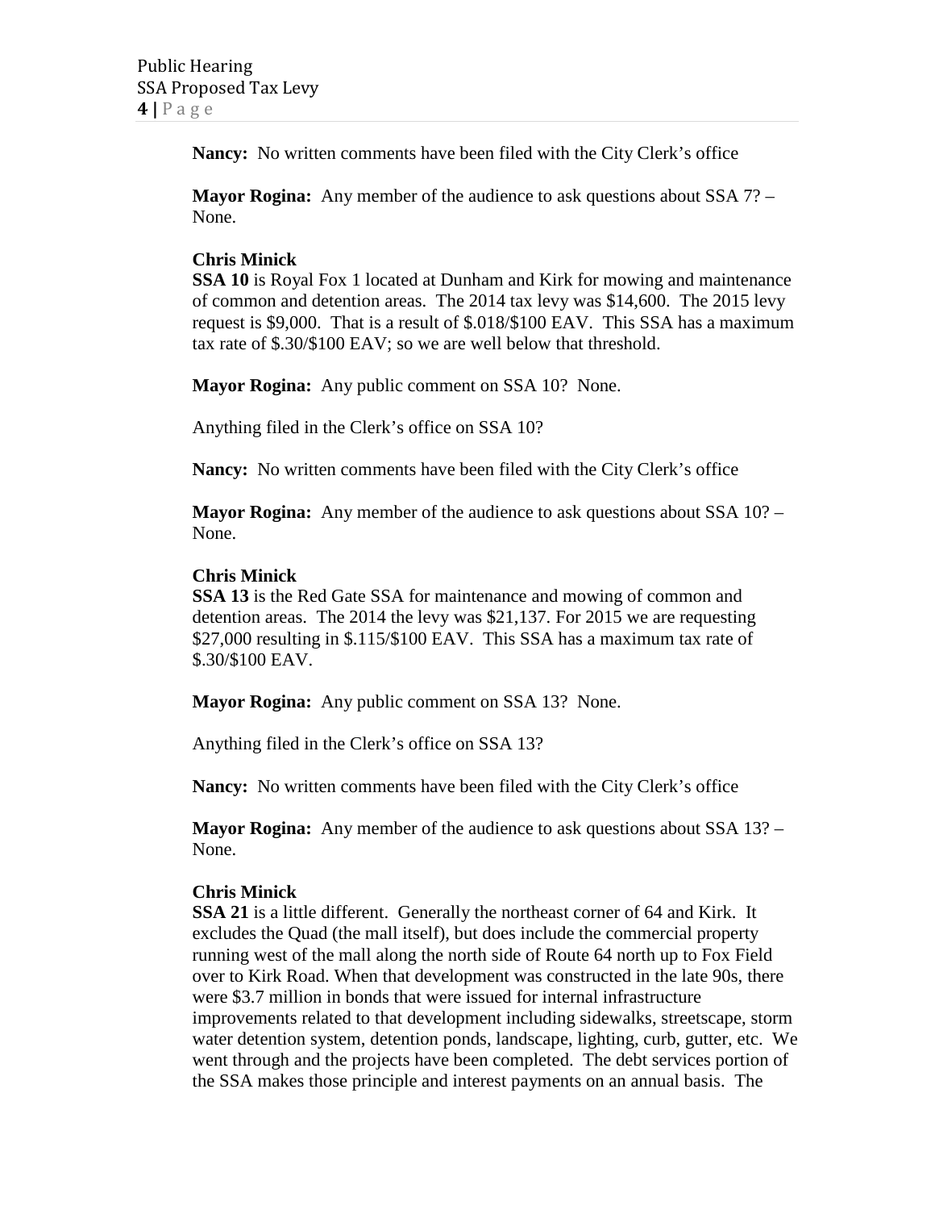**Nancy:** No written comments have been filed with the City Clerk's office

**Mayor Rogina:** Any member of the audience to ask questions about SSA 7? – None.

**Chris Minick**
**SSA 10** is Royal Fox 1 located at Dunham and Kirk for mowing and maintenance of common and detention areas. The 2014 tax levy was $14,600. The 2015 levy request is $9,000. That is a result of $.018/$100 EAV. This SSA has a maximum tax rate of $.30/$100 EAV; so we are well below that threshold.

**Mayor Rogina:** Any public comment on SSA 10? None.

Anything filed in the Clerk's office on SSA 10?

**Nancy:** No written comments have been filed with the City Clerk's office

**Mayor Rogina:** Any member of the audience to ask questions about SSA 10? – None.

**Chris Minick**
**SSA 13** is the Red Gate SSA for maintenance and mowing of common and detention areas. The 2014 the levy was $21,137. For 2015 we are requesting $27,000 resulting in $.115/$100 EAV. This SSA has a maximum tax rate of $.30/$100 EAV.

**Mayor Rogina:** Any public comment on SSA 13? None.

Anything filed in the Clerk's office on SSA 13?

**Nancy:** No written comments have been filed with the City Clerk's office

**Mayor Rogina:** Any member of the audience to ask questions about SSA 13? – None.

**Chris Minick**
**SSA 21** is a little different. Generally the northeast corner of 64 and Kirk. It excludes the Quad (the mall itself), but does include the commercial property running west of the mall along the north side of Route 64 north up to Fox Field over to Kirk Road. When that development was constructed in the late 90s, there were $3.7 million in bonds that were issued for internal infrastructure improvements related to that development including sidewalks, streetscape, storm water detention system, detention ponds, landscape, lighting, curb, gutter, etc. We went through and the projects have been completed. The debt services portion of the SSA makes those principle and interest payments on an annual basis. The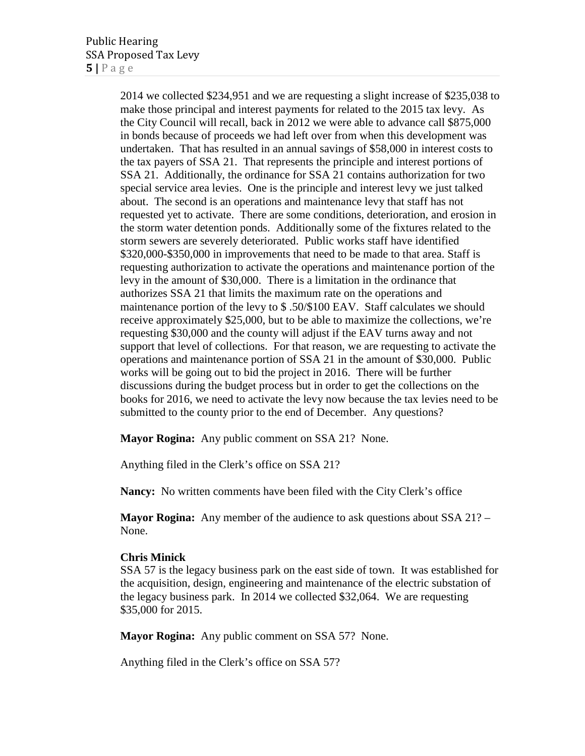2014 we collected $234,951 and we are requesting a slight increase of $235,038 to make those principal and interest payments for related to the 2015 tax levy. As the City Council will recall, back in 2012 we were able to advance call $875,000 in bonds because of proceeds we had left over from when this development was undertaken. That has resulted in an annual savings of $58,000 in interest costs to the tax payers of SSA 21. That represents the principle and interest portions of SSA 21. Additionally, the ordinance for SSA 21 contains authorization for two special service area levies. One is the principle and interest levy we just talked about. The second is an operations and maintenance levy that staff has not requested yet to activate. There are some conditions, deterioration, and erosion in the storm water detention ponds. Additionally some of the fixtures related to the storm sewers are severely deteriorated. Public works staff have identified $320,000-$350,000 in improvements that need to be made to that area. Staff is requesting authorization to activate the operations and maintenance portion of the levy in the amount of $30,000. There is a limitation in the ordinance that authorizes SSA 21 that limits the maximum rate on the operations and maintenance portion of the levy to $ .50/$100 EAV. Staff calculates we should receive approximately $25,000, but to be able to maximize the collections, we're requesting $30,000 and the county will adjust if the EAV turns away and not support that level of collections. For that reason, we are requesting to activate the operations and maintenance portion of SSA 21 in the amount of $30,000. Public works will be going out to bid the project in 2016. There will be further discussions during the budget process but in order to get the collections on the books for 2016, we need to activate the levy now because the tax levies need to be submitted to the county prior to the end of December. Any questions?

**Mayor Rogina:** Any public comment on SSA 21? None.

Anything filed in the Clerk's office on SSA 21?

**Nancy:** No written comments have been filed with the City Clerk's office

**Mayor Rogina:** Any member of the audience to ask questions about SSA 21? – None.

**Chris Minick**
SSA 57 is the legacy business park on the east side of town. It was established for the acquisition, design, engineering and maintenance of the electric substation of the legacy business park. In 2014 we collected $32,064. We are requesting $35,000 for 2015.

**Mayor Rogina:** Any public comment on SSA 57? None.

Anything filed in the Clerk's office on SSA 57?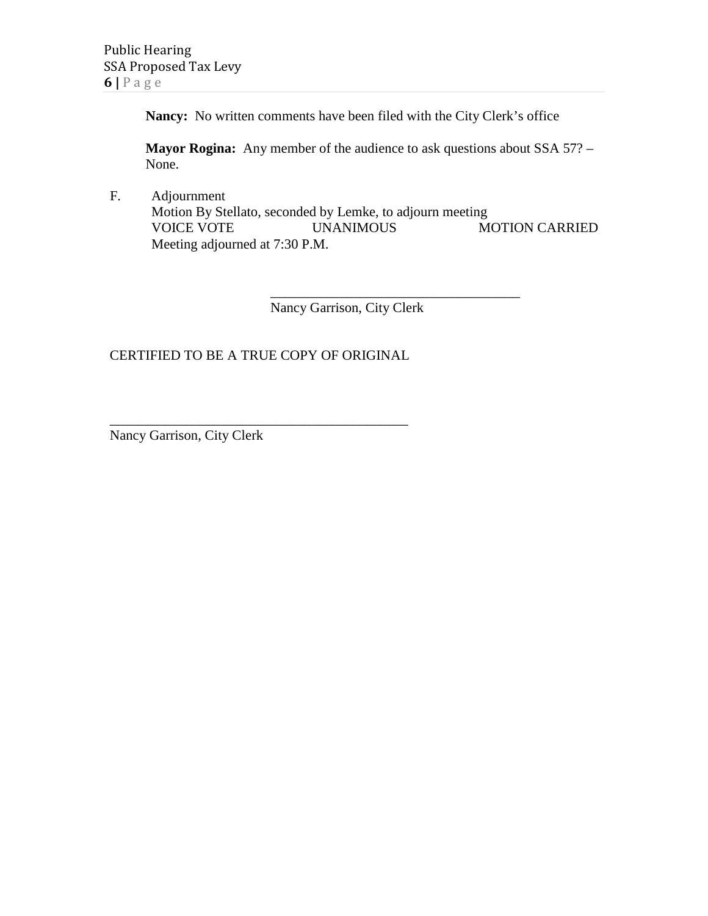**Nancy:** No written comments have been filed with the City Clerk's office

**Mayor Rogina:** Any member of the audience to ask questions about SSA 57? – None.

F. Adjournment
Motion By Stellato, seconded by Lemke, to adjourn meeting
VOICE VOTE UNANIMOUS MOTION CARRIED
Meeting adjourned at 7:30 P.M.

_____________________________________
Nancy Garrison, City Clerk

CERTIFIED TO BE A TRUE COPY OF ORIGINAL

_____________________________________________
Nancy Garrison, City Clerk